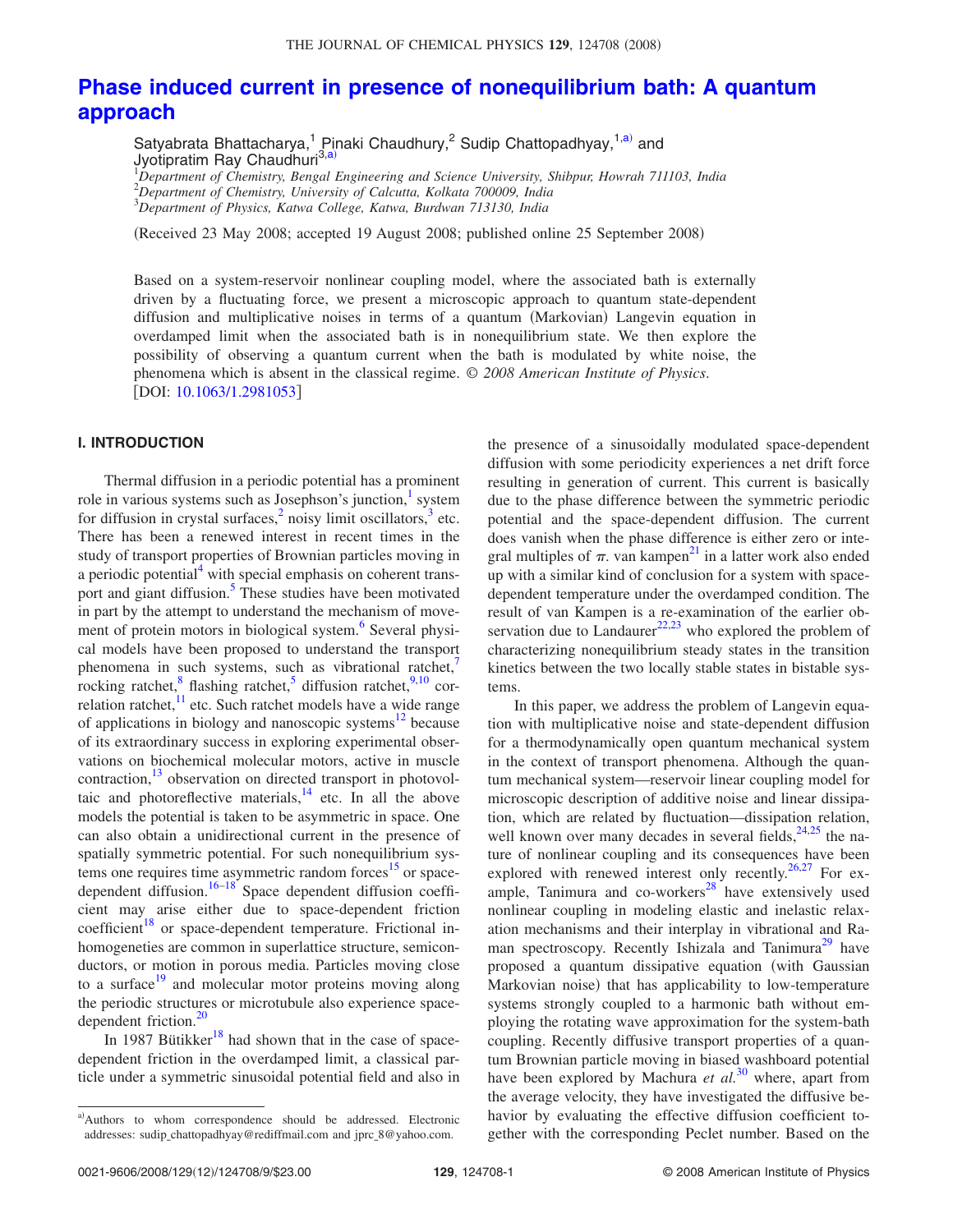# Phase induced current in presence of nonequilibrium bath: A quantum approach

Satyabrata Bhattacharya,[1] Pinaki Chaudhury,[2] Sudip Chattopadhyay,[1,a)] and Jyotipratim Ray Chaudhuri[3,a)]

[1]*Department of Chemistry, Bengal Engineering and Science University, Shibpur, Howrah 711103, India*
[2]*Department of Chemistry, University of Calcutta, Kolkata 700009, India*
[3]*Department of Physics, Katwa College, Katwa, Burdwan 713130, India*

(Received 23 May 2008; accepted 19 August 2008; published online 25 September 2008)

Based on a system-reservoir nonlinear coupling model, where the associated bath is externally driven by a fluctuating force, we present a microscopic approach to quantum state-dependent diffusion and multiplicative noises in terms of a quantum (Markovian) Langevin equation in overdamped limit when the associated bath is in nonequilibrium state. We then explore the possibility of observing a quantum current when the bath is modulated by white noise, the phenomena which is absent in the classical regime. *© 2008 American Institute of Physics.* [DOI: 10.1063/1.2981053]

## I. INTRODUCTION

Thermal diffusion in a periodic potential has a prominent role in various systems such as Josephson's junction,[1] system for diffusion in crystal surfaces,[2] noisy limit oscillators,[3] etc. There has been a renewed interest in recent times in the study of transport properties of Brownian particles moving in a periodic potential[4] with special emphasis on coherent transport and giant diffusion.[5] These studies have been motivated in part by the attempt to understand the mechanism of movement of protein motors in biological system.[6] Several physical models have been proposed to understand the transport phenomena in such systems, such as vibrational ratchet,[7] rocking ratchet,[8] flashing ratchet,[5] diffusion ratchet,[9,10] correlation ratchet,[11] etc. Such ratchet models have a wide range of applications in biology and nanoscopic systems[12] because of its extraordinary success in exploring experimental observations on biochemical molecular motors, active in muscle contraction,[13] observation on directed transport in photovoltaic and photoreflective materials,[14] etc. In all the above models the potential is taken to be asymmetric in space. One can also obtain a unidirectional current in the presence of spatially symmetric potential. For such nonequilibrium systems one requires time asymmetric random forces[15] or space-dependent diffusion.[16–18] Space dependent diffusion coefficient may arise either due to space-dependent friction coefficient[18] or space-dependent temperature. Frictional inhomogeneities are common in superlattice structure, semiconductors, or motion in porous media. Particles moving close to a surface[19] and molecular motor proteins moving along the periodic structures or microtubule also experience space-dependent friction.[20]

In 1987 Bütikker[18] had shown that in the case of space-dependent friction in the overdamped limit, a classical particle under a symmetric sinusoidal potential field and also in the presence of a sinusoidally modulated space-dependent diffusion with some periodicity experiences a net drift force resulting in generation of current. This current is basically due to the phase difference between the symmetric periodic potential and the space-dependent diffusion. The current does vanish when the phase difference is either zero or integral multiples of $\pi$. van Kampen[21] in a latter work also ended up with a similar kind of conclusion for a system with space-dependent temperature under the overdamped condition. The result of van Kampen is a re-examination of the earlier observation due to Landauer[22,23] who explored the problem of characterizing nonequilibrium steady states in the transition kinetics between the two locally stable states in bistable systems.

In this paper, we address the problem of Langevin equation with multiplicative noise and state-dependent diffusion for a thermodynamically open quantum mechanical system in the context of transport phenomena. Although the quantum mechanical system—reservoir linear coupling model for microscopic description of additive noise and linear dissipation, which are related by fluctuation—dissipation relation, well known over many decades in several fields,[24,25] the nature of nonlinear coupling and its consequences have been explored with renewed interest only recently.[26,27] For example, Tanimura and co-workers[28] have extensively used nonlinear coupling in modeling elastic and inelastic relaxation mechanisms and their interplay in vibrational and Raman spectroscopy. Recently Ishizala and Tanimura[29] have proposed a quantum dissipative equation (with Gaussian Markovian noise) that has applicability to low-temperature systems strongly coupled to a harmonic bath without employing the rotating wave approximation for the system-bath coupling. Recently diffusive transport properties of a quantum Brownian particle moving in biased washboard potential have been explored by Machura *et al.*[30] where, apart from the average velocity, they have investigated the diffusive behavior by evaluating the effective diffusion coefficient together with the corresponding Peclet number. Based on the

---

[a)]Authors to whom correspondence should be addressed. Electronic addresses: sudip_chattopadhyay@rediffmail.com and jprc_8@yahoo.com.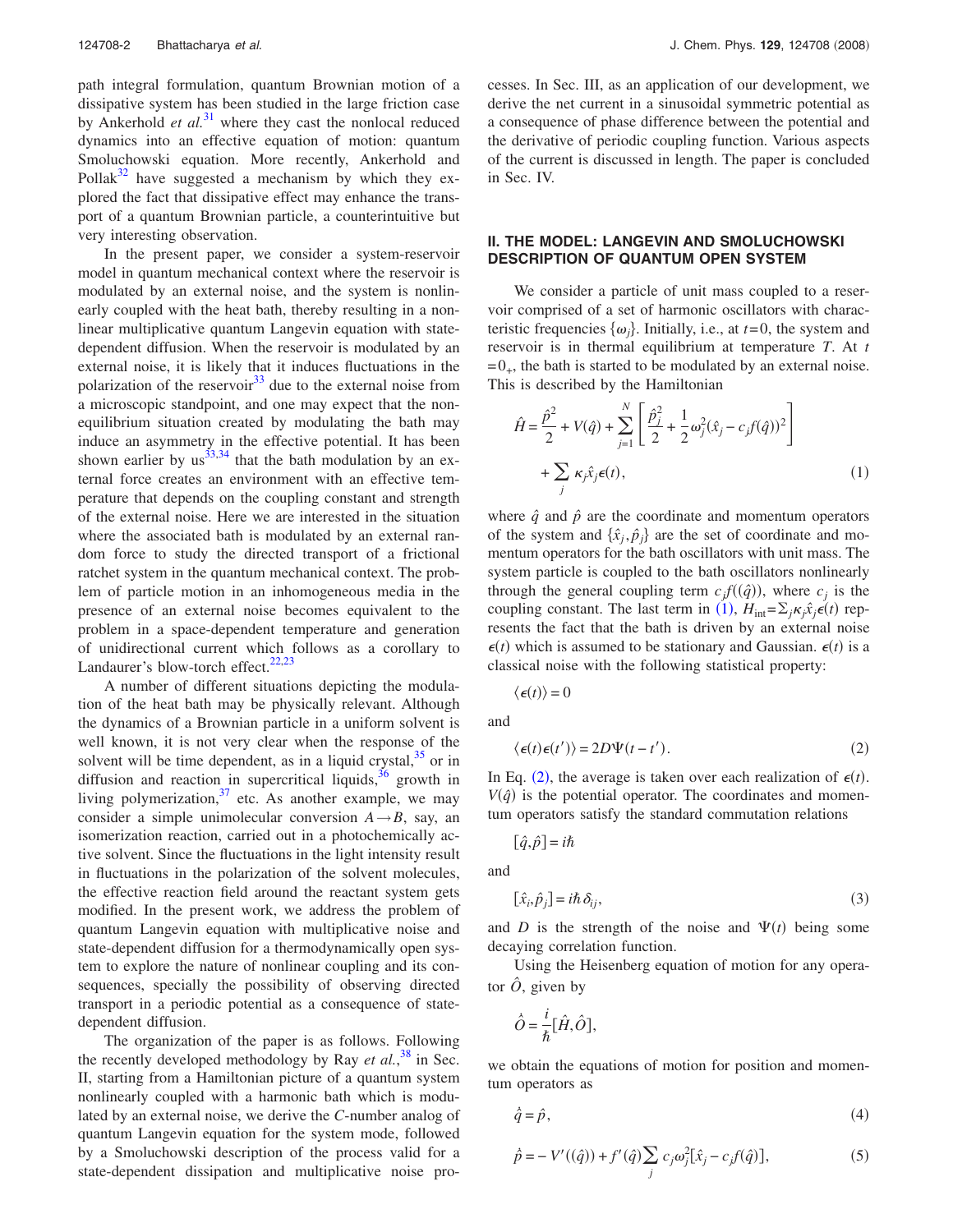path integral formulation, quantum Brownian motion of a dissipative system has been studied in the large friction case by Ankerhold *et al.*[31] where they cast the nonlocal reduced dynamics into an effective equation of motion: quantum Smoluchowski equation. More recently, Ankerhold and Pollak[32] have suggested a mechanism by which they explored the fact that dissipative effect may enhance the transport of a quantum Brownian particle, a counterintuitive but very interesting observation.

In the present paper, we consider a system-reservoir model in quantum mechanical context where the reservoir is modulated by an external noise, and the system is nonlinearly coupled with the heat bath, thereby resulting in a nonlinear multiplicative quantum Langevin equation with state-dependent diffusion. When the reservoir is modulated by an external noise, it is likely that it induces fluctuations in the polarization of the reservoir[33] due to the external noise from a microscopic standpoint, and one may expect that the nonequilibrium situation created by modulating the bath may induce an asymmetry in the effective potential. It has been shown earlier by us[33,34] that the bath modulation by an external force creates an environment with an effective temperature that depends on the coupling constant and strength of the external noise. Here we are interested in the situation where the associated bath is modulated by an external random force to study the directed transport of a frictional ratchet system in the quantum mechanical context. The problem of particle motion in an inhomogeneous media in the presence of an external noise becomes equivalent to the problem in a space-dependent temperature and generation of unidirectional current which follows as a corollary to Landauer's blow-torch effect.[22,23]

A number of different situations depicting the modulation of the heat bath may be physically relevant. Although the dynamics of a Brownian particle in a uniform solvent is well known, it is not very clear when the response of the solvent will be time dependent, as in a liquid crystal,[35] or in diffusion and reaction in supercritical liquids,[36] growth in living polymerization,[37] etc. As another example, we may consider a simple unimolecular conversion $A \rightarrow B$, say, an isomerization reaction, carried out in a photochemically active solvent. Since the fluctuations in the light intensity result in fluctuations in the polarization of the solvent molecules, the effective reaction field around the reactant system gets modified. In the present work, we address the problem of quantum Langevin equation with multiplicative noise and state-dependent diffusion for a thermodynamically open system to explore the nature of nonlinear coupling and its consequences, specially the possibility of observing directed transport in a periodic potential as a consequence of state-dependent diffusion.

The organization of the paper is as follows. Following the recently developed methodology by Ray *et al.*,[38] in Sec. II, starting from a Hamiltonian picture of a quantum system nonlinearly coupled with a harmonic bath which is modulated by an external noise, we derive the $C$-number analog of quantum Langevin equation for the system mode, followed by a Smoluchowski description of the process valid for a state-dependent dissipation and multiplicative noise processes. In Sec. III, as an application of our development, we derive the net current in a sinusoidal symmetric potential as a consequence of phase difference between the potential and the derivative of periodic coupling function. Various aspects of the current is discussed in length. The paper is concluded in Sec. IV.

## II. THE MODEL: LANGEVIN AND SMOLUCHOWSKI DESCRIPTION OF QUANTUM OPEN SYSTEM

We consider a particle of unit mass coupled to a reservoir comprised of a set of harmonic oscillators with characteristic frequencies $\{\omega_j\}$. Initially, i.e., at $t=0$, the system and reservoir is in thermal equilibrium at temperature $T$. At $t=0_+$, the bath is started to be modulated by an external noise. This is described by the Hamiltonian

$$\hat{H} = \frac{\hat{p}^2}{2} + V(\hat{q}) + \sum_{j=1}^{N} \left[ \frac{\hat{p}_j^2}{2} + \frac{1}{2}\omega_j^2 (\hat{x}_j - c_j f(\hat{q}))^2 \right] + \sum_j \kappa_j \hat{x}_j \epsilon(t), \tag{1}$$

where $\hat{q}$ and $\hat{p}$ are the coordinate and momentum operators of the system and $\{\hat{x}_j, \hat{p}_j\}$ are the set of coordinate and momentum operators for the bath oscillators with unit mass. The system particle is coupled to the bath oscillators nonlinearly through the general coupling term $c_j f((\hat{q}))$, where $c_j$ is the coupling constant. The last term in (1), $H_{\text{int}} = \Sigma_j \kappa_j \hat{x}_j \epsilon(t)$ represents the fact that the bath is driven by an external noise $\epsilon(t)$ which is assumed to be stationary and Gaussian. $\epsilon(t)$ is a classical noise with the following statistical property:

$$\langle \epsilon(t) \rangle = 0$$

and

$$\langle \epsilon(t)\epsilon(t') \rangle = 2D\Psi(t-t'). \tag{2}$$

In Eq. (2), the average is taken over each realization of $\epsilon(t)$. $V(\hat{q})$ is the potential operator. The coordinates and momentum operators satisfy the standard commutation relations

$$[\hat{q}, \hat{p}] = i\hbar$$

and

$$[\hat{x}_i, \hat{p}_j] = i\hbar \delta_{ij}, \tag{3}$$

and $D$ is the strength of the noise and $\Psi(t)$ being some decaying correlation function.

Using the Heisenberg equation of motion for any operator $\hat{O}$, given by

$$\dot{\hat{O}} = \frac{i}{\hbar}[\hat{H}, \hat{O}],$$

we obtain the equations of motion for position and momentum operators as

$$\dot{\hat{q}} = \hat{p}, \tag{4}$$

$$\dot{\hat{p}} = -V'((\hat{q})) + f'(\hat{q}) \sum_j c_j \omega_j^2 [\hat{x}_j - c_j f(\hat{q})], \tag{5}$$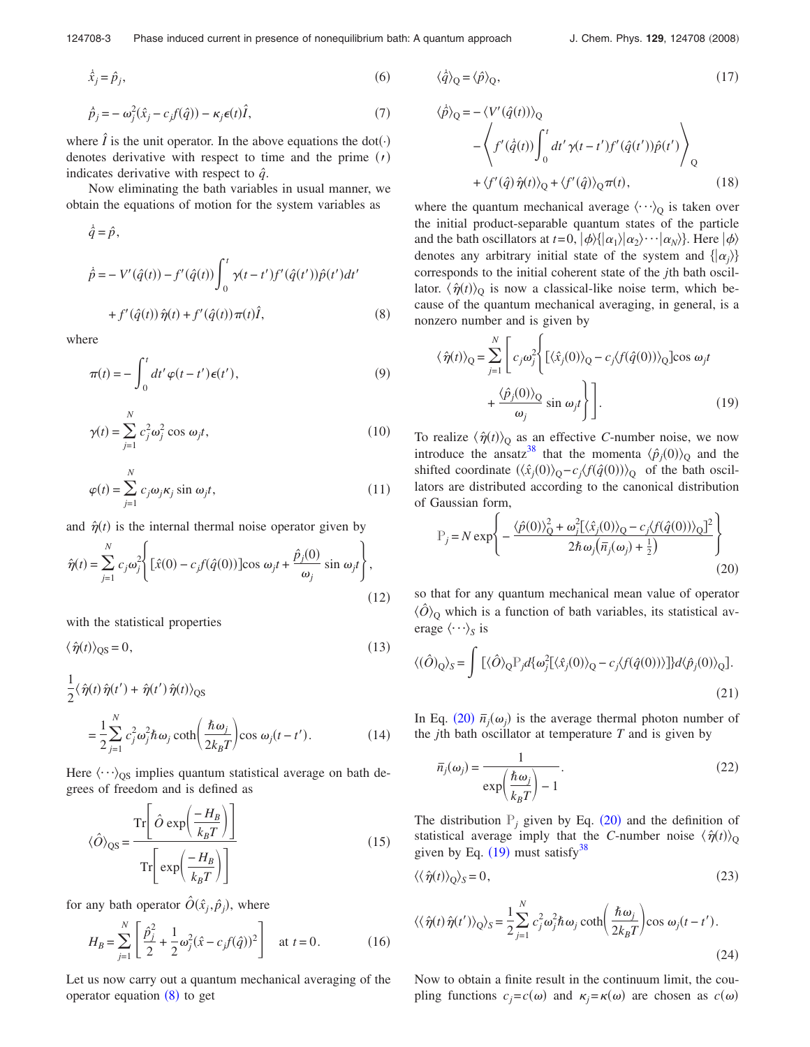$$\dot{\hat{x}}_j = \hat{p}_j, \tag{6}$$

$$\dot{\hat{p}}_j = -\omega_j^2(\hat{x}_j - c_j f(\hat{q})) - \kappa_j \epsilon(t)\hat{I}, \tag{7}$$

where $\hat{I}$ is the unit operator. In the above equations the dot$(\cdot)$ denotes derivative with respect to time and the prime $(\prime)$ indicates derivative with respect to $\hat{q}$.

Now eliminating the bath variables in usual manner, we obtain the equations of motion for the system variables as

$$\begin{aligned}
\dot{\hat{q}} &= \hat{p}, \\
\dot{\hat{p}} &= -V'(\hat{q}(t)) - f'(\hat{q}(t))\int_0^t \gamma(t-t')f'(\hat{q}(t'))\hat{p}(t')dt' \\
&\quad + f'(\hat{q}(t))\hat{\eta}(t) + f'(\hat{q}(t))\pi(t)\hat{I},
\end{aligned} \tag{8}$$

where

$$\pi(t) = -\int_0^t dt' \varphi(t-t')\epsilon(t'), \tag{9}$$

$$\gamma(t) = \sum_{j=1}^N c_j^2\omega_j^2 \cos \omega_j t, \tag{10}$$

$$\varphi(t) = \sum_{j=1}^N c_j\omega_j\kappa_j \sin \omega_j t, \tag{11}$$

and $\hat{\eta}(t)$ is the internal thermal noise operator given by

$$\hat{\eta}(t) = \sum_{j=1}^N c_j\omega_j^2\left\{[\hat{x}(0) - c_j f(\hat{q}(0))]\cos \omega_j t + \frac{\hat{p}_j(0)}{\omega_j}\sin \omega_j t\right\}, \tag{12}$$

with the statistical properties

$$\langle \hat{\eta}(t)\rangle_{QS} = 0, \tag{13}$$

$$\frac{1}{2}\langle \hat{\eta}(t)\hat{\eta}(t') + \hat{\eta}(t')\hat{\eta}(t)\rangle_{QS} = \frac{1}{2}\sum_{j=1}^N c_j^2\omega_j^2\hbar\omega_j \coth\left(\frac{\hbar\omega_j}{2k_BT}\right)\cos \omega_j(t-t'). \tag{14}$$

Here $\langle\cdots\rangle_{QS}$ implies quantum statistical average on bath degrees of freedom and is defined as

$$\langle \hat{O}\rangle_{QS} = \frac{\mathrm{Tr}\left[\hat{O}\exp\left(\frac{-H_B}{k_BT}\right)\right]}{\mathrm{Tr}\left[\exp\left(\frac{-H_B}{k_BT}\right)\right]} \tag{15}$$

for any bath operator $\hat{O}(\hat{x}_j, \hat{p}_j)$, where

$$H_B = \sum_{j=1}^N\left[\frac{\hat{p}_j^2}{2} + \frac{1}{2}\omega_j^2(\hat{x} - c_j f(\hat{q}))^2\right] \quad \text{at } t=0. \tag{16}$$

Let us now carry out a quantum mechanical averaging of the operator equation (8) to get

$$\langle \dot{\hat{q}}\rangle_Q = \langle \hat{p}\rangle_Q, \tag{17}$$

$$\begin{aligned}
\langle \dot{\hat{p}}\rangle_Q &= -\langle V'(\hat{q}(t))\rangle_Q \\
&\quad - \left\langle f'(\hat{q}(t))\int_0^t dt' \gamma(t-t')f'(\hat{q}(t'))\hat{p}(t')\right\rangle_Q \\
&\quad + \langle f'(\hat{q})\hat{\eta}(t)\rangle_Q + \langle f'(\hat{q})\rangle_Q \pi(t),
\end{aligned} \tag{18}$$

where the quantum mechanical average $\langle\cdots\rangle_Q$ is taken over the initial product-separable quantum states of the particle and the bath oscillators at $t=0$, $|\phi\rangle\{|\alpha_1\rangle|\alpha_2\rangle\cdots|\alpha_N\rangle\}$. Here $|\phi\rangle$ denotes any arbitrary initial state of the system and $\{|\alpha_j\rangle\}$ corresponds to the initial coherent state of the $j$th bath oscillator. $\langle\hat{\eta}(t)\rangle_Q$ is now a classical-like noise term, which because of the quantum mechanical averaging, in general, is a nonzero number and is given by

$$\langle \hat{\eta}(t)\rangle_Q = \sum_{j=1}^N\left[c_j\omega_j^2\left\{[\langle\hat{x}_j(0)\rangle_Q - c_j\langle f(\hat{q}(0))\rangle_Q]\cos \omega_j t + \frac{\langle\hat{p}_j(0)\rangle_Q}{\omega_j}\sin \omega_j t\right\}\right]. \tag{19}$$

To realize $\langle\hat{\eta}(t)\rangle_Q$ as an effective $C$-number noise, we now introduce the ansatz[38] that the momenta $\langle\hat{p}_j(0)\rangle_Q$ and the shifted coordinate $(\langle\hat{x}_j(0)\rangle_Q - c_j\langle f(\hat{q}(0))\rangle_Q$ of the bath oscillators are distributed according to the canonical distribution of Gaussian form,

$$\mathbb{P}_j = N\exp\left\{-\frac{\langle\hat{p}(0)\rangle_Q^2 + \omega_j^2[\langle\hat{x}_j(0)\rangle_Q - c_j\langle f(\hat{q}(0))\rangle_Q]^2}{2\hbar\omega_j\left(\bar{n}_j(\omega_j) + \frac{1}{2}\right)}\right\} \tag{20}$$

so that for any quantum mechanical mean value of operator $\langle\hat{O}\rangle_Q$ which is a function of bath variables, its statistical average $\langle\cdots\rangle_S$ is

$$\langle\langle\hat{O}\rangle_Q\rangle_S = \int[\langle\hat{O}\rangle_Q\mathbb{P}_j d\{\omega_j^2[\langle\hat{x}_j(0)\rangle_Q - c_j\langle f(\hat{q}(0))\rangle]\}d\langle\hat{p}_j(0)\rangle_Q]. \tag{21}$$

In Eq. (20) $\bar{n}_j(\omega_j)$ is the average thermal photon number of the $j$th bath oscillator at temperature $T$ and is given by

$$\bar{n}_j(\omega_j) = \frac{1}{\exp\left(\frac{\hbar\omega_j}{k_BT}\right) - 1}. \tag{22}$$

The distribution $\mathbb{P}_j$ given by Eq. (20) and the definition of statistical average imply that the $C$-number noise $\langle\hat{\eta}(t)\rangle_Q$ given by Eq. (19) must satisfy[38]

$$\langle\langle\hat{\eta}(t)\rangle_Q\rangle_S = 0, \tag{23}$$

$$\langle\langle\hat{\eta}(t)\hat{\eta}(t')\rangle_Q\rangle_S = \frac{1}{2}\sum_{j=1}^N c_j^2\omega_j^2\hbar\omega_j\coth\left(\frac{\hbar\omega_j}{2k_BT}\right)\cos \omega_j(t-t'). \tag{24}$$

Now to obtain a finite result in the continuum limit, the coupling functions $c_j = c(\omega)$ and $\kappa_j = \kappa(\omega)$ are chosen as $c(\omega)$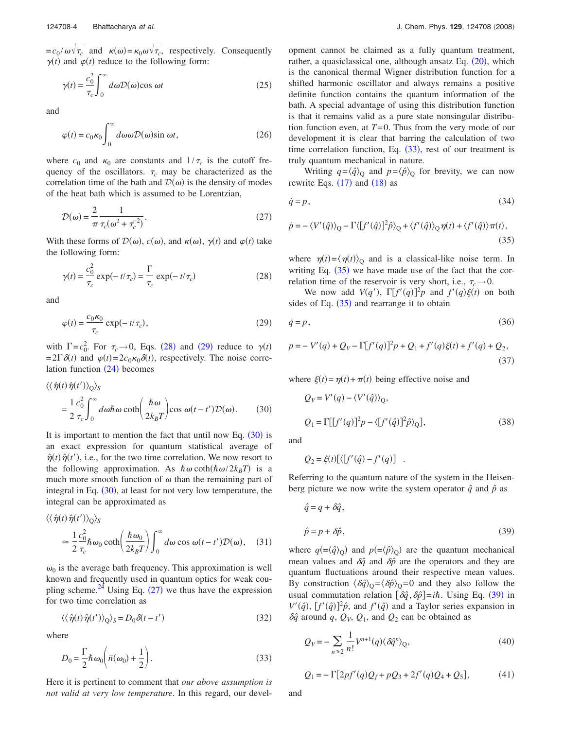$=c_0/\omega\sqrt{\tau_c}$ and $\kappa(\omega)=\kappa_0\omega\sqrt{\tau_c}$, respectively. Consequently $\gamma(t)$ and $\varphi(t)$ reduce to the following form:

$$\gamma(t)=\frac{c_0^2}{\tau_c}\int_0^\infty d\omega\mathcal{D}(\omega)\cos\omega t \tag{25}$$

and

$$\varphi(t)=c_0\kappa_0\int_0^\infty d\omega\omega\mathcal{D}(\omega)\sin\omega t, \tag{26}$$

where $c_0$ and $\kappa_0$ are constants and $1/\tau_c$ is the cutoff frequency of the oscillators. $\tau_c$ may be characterized as the correlation time of the bath and $\mathcal{D}(\omega)$ is the density of modes of the heat bath which is assumed to be Lorentzian,

$$\mathcal{D}(\omega)=\frac{2}{\pi}\frac{1}{\tau_c(\omega^2+\tau_c^{-2})}. \tag{27}$$

With these forms of $\mathcal{D}(\omega)$, $c(\omega)$, and $\kappa(\omega)$, $\gamma(t)$ and $\varphi(t)$ take the following form:

$$\gamma(t)=\frac{c_0^2}{\tau_c}\exp(-t/\tau_c)=\frac{\Gamma}{\tau_c}\exp(-t/\tau_c) \tag{28}$$

and

$$\varphi(t)=\frac{c_0\kappa_0}{\tau_c}\exp(-t/\tau_c), \tag{29}$$

with $\Gamma=c_0^2$. For $\tau_c\to 0$, Eqs. (28) and (29) reduce to $\gamma(t)=2\Gamma\delta(t)$ and $\varphi(t)=2c_0\kappa_0\delta(t)$, respectively. The noise correlation function (24) becomes

$$\langle\langle\hat{\eta}(t)\hat{\eta}(t')\rangle_Q\rangle_S=\frac{1}{2}\frac{c_0^2}{\tau_c}\int_0^\infty d\omega\hbar\omega\coth\left(\frac{\hbar\omega}{2k_BT}\right)\cos\omega(t-t')\mathcal{D}(\omega). \tag{30}$$

It is important to mention the fact that until now Eq. (30) is an exact expression for quantum statistical average of $\hat{\eta}(t)\hat{\eta}(t')$, i.e., for the two time correlation. We now resort to the following approximation. As $\hbar\omega\coth(\hbar\omega/2k_BT)$ is a much more smooth function of $\omega$ than the remaining part of integral in Eq. (30), at least for not very low temperature, the integral can be approximated as

$$\langle\langle\hat{\eta}(t)\hat{\eta}(t')\rangle_Q\rangle_S\simeq\frac{1}{2}\frac{c_0^2}{\tau_c}\hbar\omega_0\coth\left(\frac{\hbar\omega_0}{2k_BT}\right)\int_0^\infty d\omega\cos\omega(t-t')\mathcal{D}(\omega), \tag{31}$$

$\omega_0$ is the average bath frequency. This approximation is well known and frequently used in quantum optics for weak coupling scheme.[24] Using Eq. (27) we thus have the expression for two time correlation as

$$\langle\langle\hat{\eta}(t)\hat{\eta}(t')\rangle_Q\rangle_S=D_0\delta(t-t') \tag{32}$$

where

$$D_0=\frac{\Gamma}{2}\hbar\omega_0\left(\bar{n}(\omega_0)+\frac{1}{2}\right). \tag{33}$$

Here it is pertinent to comment that *our above assumption is not valid at very low temperature*. In this regard, our development cannot be claimed as a fully quantum treatment, rather, a quasiclassical one, although ansatz Eq. (20), which is the canonical thermal Wigner distribution function for a shifted harmonic oscillator and always remains a positive definite function contains the quantum information of the bath. A special advantage of using this distribution function is that it remains valid as a pure state nonsingular distribution function even, at $T=0$. Thus from the very mode of our development it is clear that barring the calculation of two time correlation function, Eq. (33), rest of our treatment is truly quantum mechanical in nature.

Writing $q=\langle\hat{q}\rangle_Q$ and $p=\langle\hat{p}\rangle_Q$ for brevity, we can now rewrite Eqs. (17) and (18) as

$$\dot{q}=p, \tag{34}$$

$$\dot{p}=-\langle V'(\hat{q})\rangle_Q-\Gamma\langle[f'(\hat{q})]^2\hat{p}\rangle_Q+\langle f'(\hat{q})\rangle_Q\eta(t)+\langle f'(\hat{q})\rangle\pi(t), \tag{35}$$

where $\eta(t)=\langle\eta(t)\rangle_Q$ and is a classical-like noise term. In writing Eq. (35) we have made use of the fact that the correlation time of the reservoir is very short, i.e., $\tau_c\to 0$.

We now add $V(q')$, $\Gamma[f'(q)]^2p$ and $f'(q)\xi(t)$ on both sides of Eq. (35) and rearrange it to obtain

$$\dot{q}=p, \tag{36}$$

$$p=-V'(q)+Q_V-\Gamma[f'(q)]^2p+Q_1+f'(q)\xi(t)+f'(q)+Q_2, \tag{37}$$

where $\xi(t)=\eta(t)+\pi(t)$ being effective noise and

$$Q_V=V'(q)-\langle V'(\hat{q})\rangle_Q,$$

$$Q_1=\Gamma[[f'(q)]^2p-\langle[f'(\hat{q})]^2\hat{p}\rangle_Q], \tag{38}$$

and

$$Q_2=\xi(t)[\langle[f'(\hat{q})-f'(q)]\quad.$$

Referring to the quantum nature of the system in the Heisenberg picture we now write the system operator $\hat{q}$ and $\hat{p}$ as

$$\hat{q}=q+\delta\hat{q},$$

$$\hat{p}=p+\delta\hat{p}, \tag{39}$$

where $q(=\langle\hat{q}\rangle_Q)$ and $p(=\langle\hat{p}\rangle_Q)$ are the quantum mechanical mean values and $\delta\hat{q}$ and $\delta\hat{p}$ are the operators and they are quantum fluctuations around their respective mean values. By construction $\langle\delta\hat{q}\rangle_Q=\langle\delta\hat{p}\rangle_Q=0$ and they also follow the usual commutation relation $[\delta\hat{q},\delta\hat{p}]=i\hbar$. Using Eq. (39) in $V'(\hat{q})$, $[f'(\hat{q})]^2\hat{p}$, and $f'(\hat{q})$ and a Taylor series expansion in $\delta\hat{q}$ around $q$, $Q_V$, $Q_1$, and $Q_2$ can be obtained as

$$Q_V=-\sum_{n\geq 2}\frac{1}{n!}V^{n+1}(q)\langle\delta\hat{q}^n\rangle_Q, \tag{40}$$

$$Q_1=-\Gamma[2pf'(q)Q_f+pQ_3+2f'(q)Q_4+Q_5], \tag{41}$$

and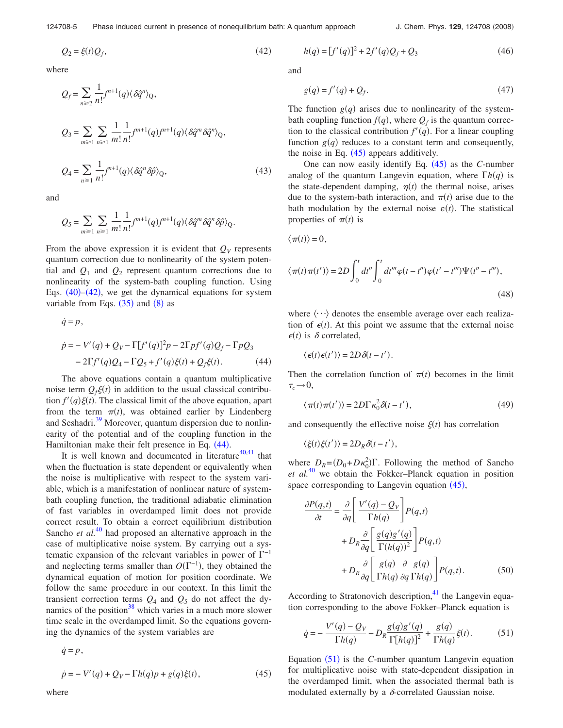$$Q_2 = \xi(t) Q_f, \tag{42}$$

where

$$Q_f = \sum_{n\geq 2} \frac{1}{n!} f^{n+1}(q) \langle \delta\hat{q}^n \rangle_{\rm Q},$$

$$Q_3 = \sum_{m\geq 1} \sum_{n\geq 1} \frac{1}{m!} \frac{1}{n!} f^{m+1}(q) f^{n+1}(q) \langle \delta\hat{q}^m \delta\hat{q}^n \rangle_{\rm Q},$$

$$Q_4 = \sum_{n\geq 1} \frac{1}{n!} f^{n+1}(q) \langle \delta\hat{q}^n \delta\hat{p} \rangle_{\rm Q}, \tag{43}$$

and

$$Q_5 = \sum_{m\geq 1} \sum_{n\geq 1} \frac{1}{m!} \frac{1}{n!} f^{m+1}(q) f^{n+1}(q) \langle \delta\hat{q}^m \delta\hat{q}^n \delta\hat{p} \rangle_{\rm Q}.$$

From the above expression it is evident that $Q_V$ represents quantum correction due to nonlinearity of the system potential and $Q_1$ and $Q_2$ represent quantum corrections due to nonlinearity of the system-bath coupling function. Using Eqs. (40)–(42), we get the dynamical equations for system variable from Eqs. (35) and (8) as

$$\dot{q} = p,$$

$$\dot{p} = -V'(q) + Q_V - \Gamma[f'(q)]^2 p - 2\Gamma p f'(q) Q_f - \Gamma p Q_3 - 2\Gamma f'(q) Q_4 - \Gamma Q_5 + f'(q)\xi(t) + Q_f \xi(t). \tag{44}$$

The above equations contain a quantum multiplicative noise term $Q_f \xi(t)$ in addition to the usual classical contribution $f'(q)\xi(t)$. The classical limit of the above equation, apart from the term $\pi(t)$, was obtained earlier by Lindenberg and Seshadri.[39] Moreover, quantum dispersion due to nonlinearity of the potential and of the coupling function in the Hamiltonian make their felt presence in Eq. (44).

It is well known and documented in literature[40,41] that when the fluctuation is state dependent or equivalently when the noise is multiplicative with respect to the system variable, which is a manifestation of nonlinear nature of system-bath coupling function, the traditional adiabatic elimination of fast variables in overdamped limit does not provide correct result. To obtain a correct equilibrium distribution Sancho *et al.*[40] had proposed an alternative approach in the case of multiplicative noise system. By carrying out a systematic expansion of the relevant variables in power of $\Gamma^{-1}$ and neglecting terms smaller than $O(\Gamma^{-1})$, they obtained the dynamical equation of motion for position coordinate. We follow the same procedure in our context. In this limit the transient correction terms $Q_4$ and $Q_5$ do not affect the dynamics of the position[38] which varies in a much more slower time scale in the overdamped limit. So the equations governing the dynamics of the system variables are

$$\dot{q} = p,$$

$$\dot{p} = -V'(q) + Q_V - \Gamma h(q) p + g(q)\xi(t), \tag{45}$$

where

$$h(q) = [f'(q)]^2 + 2f'(q) Q_f + Q_3 \tag{46}$$

and

$$g(q) = f'(q) + Q_f. \tag{47}$$

The function $g(q)$ arises due to nonlinearity of the system-bath coupling function $f(q)$, where $Q_f$ is the quantum correction to the classical contribution $f'(q)$. For a linear coupling function $g(q)$ reduces to a constant term and consequently, the noise in Eq. (45) appears additively.

One can now easily identify Eq. (45) as the *C*-number analog of the quantum Langevin equation, where $\Gamma h(q)$ is the state-dependent damping, $\eta(t)$ the thermal noise, arises due to the system-bath interaction, and $\pi(t)$ arise due to the bath modulation by the external noise $\varepsilon(t)$. The statistical properties of $\pi(t)$ is

$$\langle \pi(t) \rangle = 0,$$

$$\langle \pi(t)\pi(t') \rangle = 2D \int_0^t dt'' \int_0^t dt''' \varphi(t-t'')\varphi(t'-t''')\Psi(t''-t'''), \tag{48}$$

where $\langle \cdots \rangle$ denotes the ensemble average over each realization of $\epsilon(t)$. At this point we assume that the external noise $\epsilon(t)$ is $\delta$ correlated,

$$\langle \epsilon(t)\epsilon(t') \rangle = 2D\delta(t-t').$$

Then the correlation function of $\pi(t)$ becomes in the limit $\tau_c \to 0$,

$$\langle \pi(t)\pi(t') \rangle = 2D\Gamma\kappa_0^2 \delta(t-t'), \tag{49}$$

and consequently the effective noise $\xi(t)$ has correlation

$$\langle \xi(t)\xi(t') \rangle = 2D_R \delta(t-t'),$$

where $D_R = (D_0 + D\kappa_0^2)\Gamma$. Following the method of Sancho *et al.*[40] we obtain the Fokker–Planck equation in position space corresponding to Langevin equation (45),

$$\frac{\partial P(q,t)}{\partial t} = \frac{\partial}{\partial q}\left[\frac{V'(q) - Q_V}{\Gamma h(q)}\right] P(q,t) + D_R \frac{\partial}{\partial q}\left[\frac{g(q)g'(q)}{\Gamma (h(q))^2}\right] P(q,t) + D_R \frac{\partial}{\partial q}\left[\frac{g(q)}{\Gamma h(q)} \frac{\partial}{\partial q} \frac{g(q)}{\Gamma h(q)}\right] P(q,t). \tag{50}$$

According to Stratonovich description,[41] the Langevin equation corresponding to the above Fokker–Planck equation is

$$\dot{q} = -\frac{V'(q) - Q_V}{\Gamma h(q)} - D_R \frac{g(q)g'(q)}{\Gamma [h(q)]^2} + \frac{g(q)}{\Gamma h(q)}\xi(t). \tag{51}$$

Equation (51) is the *C*-number quantum Langevin equation for multiplicative noise with state-dependent dissipation in the overdamped limit, when the associated thermal bath is modulated externally by a $\delta$-correlated Gaussian noise.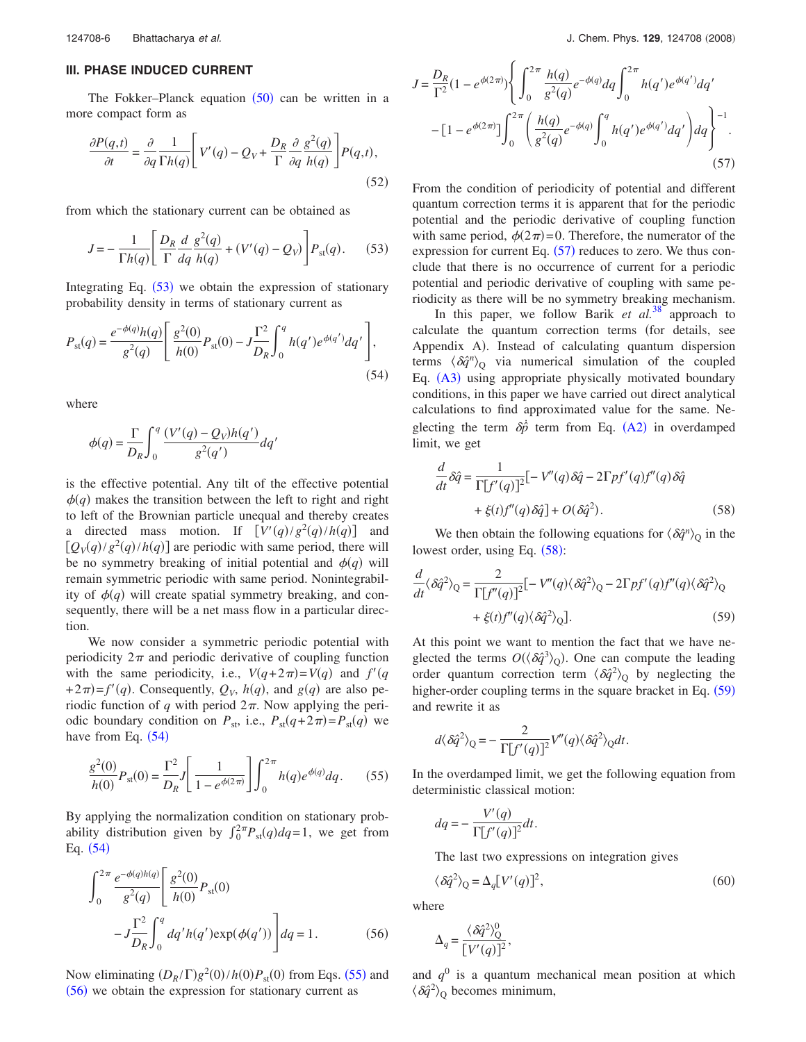## III. PHASE INDUCED CURRENT

The Fokker–Planck equation (50) can be written in a more compact form as

$$\frac{\partial P(q,t)}{\partial t} = \frac{\partial}{\partial q}\frac{1}{\Gamma h(q)}\left[V'(q) - Q_V + \frac{D_R}{\Gamma}\frac{\partial}{\partial q}\frac{g^2(q)}{h(q)}\right]P(q,t), \tag{52}$$

from which the stationary current can be obtained as

$$J = -\frac{1}{\Gamma h(q)}\left[\frac{D_R}{\Gamma}\frac{d}{dq}\frac{g^2(q)}{h(q)} + (V'(q) - Q_V)\right]P_{st}(q). \tag{53}$$

Integrating Eq. (53) we obtain the expression of stationary probability density in terms of stationary current as

$$P_{st}(q) = \frac{e^{-\phi(q)}h(q)}{g^2(q)}\left[\frac{g^2(0)}{h(0)}P_{st}(0) - J\frac{\Gamma^2}{D_R}\int_0^q h(q')e^{\phi(q')}dq'\right], \tag{54}$$

where

$$\phi(q) = \frac{\Gamma}{D_R}\int_0^q \frac{(V'(q) - Q_V)h(q')}{g^2(q')}dq'$$

is the effective potential. Any tilt of the effective potential $\phi(q)$ makes the transition between the left to right and right to left of the Brownian particle unequal and thereby creates a directed mass motion. If $[V'(q)/g^2(q)/h(q)]$ and $[Q_V(q)/g^2(q)/h(q)]$ are periodic with same period, there will be no symmetry breaking of initial potential and $\phi(q)$ will remain symmetric periodic with same period. Nonintegrability of $\phi(q)$ will create spatial symmetry breaking, and consequently, there will be a net mass flow in a particular direction.

We now consider a symmetric periodic potential with periodicity $2\pi$ and periodic derivative of coupling function with the same periodicity, i.e., $V(q+2\pi)=V(q)$ and $f'(q+2\pi)=f'(q)$. Consequently, $Q_V$, $h(q)$, and $g(q)$ are also periodic function of $q$ with period $2\pi$. Now applying the periodic boundary condition on $P_{st}$, i.e., $P_{st}(q+2\pi)=P_{st}(q)$ we have from Eq. (54)

$$\frac{g^2(0)}{h(0)}P_{st}(0) = \frac{\Gamma^2}{D_R}J\left[\frac{1}{1-e^{\phi(2\pi)}}\right]\int_0^{2\pi} h(q)e^{\phi(q)}dq. \tag{55}$$

By applying the normalization condition on stationary probability distribution given by $\int_0^{2\pi}P_{st}(q)dq=1$, we get from Eq. (54)

$$\int_0^{2\pi}\frac{e^{-\phi(q)h(q)}}{g^2(q)}\left[\frac{g^2(0)}{h(0)}P_{st}(0) - J\frac{\Gamma^2}{D_R}\int_0^q dq' h(q')\exp(\phi(q'))\right]dq = 1. \tag{56}$$

Now eliminating $(D_R/\Gamma)g^2(0)/h(0)P_{st}(0)$ from Eqs. (55) and (56) we obtain the expression for stationary current as

$$J = \frac{D_R}{\Gamma^2}(1-e^{\phi(2\pi)})\left\{\int_0^{2\pi}\frac{h(q)}{g^2(q)}e^{-\phi(q)}dq\int_0^{2\pi}h(q')e^{\phi(q')}dq' - [1-e^{\phi(2\pi)}]\int_0^{2\pi}\left(\frac{h(q)}{g^2(q)}e^{-\phi(q)}\int_0^q h(q')e^{\phi(q')}dq'\right)dq\right\}^{-1}. \tag{57}$$

From the condition of periodicity of potential and different quantum correction terms it is apparent that for the periodic potential and the periodic derivative of coupling function with same period, $\phi(2\pi)=0$. Therefore, the numerator of the expression for current Eq. (57) reduces to zero. We thus conclude that there is no occurrence of current for a periodic potential and periodic derivative of coupling with same periodicity as there will be no symmetry breaking mechanism.

In this paper, we follow Barik *et al.*[38] approach to calculate the quantum correction terms (for details, see Appendix A). Instead of calculating quantum dispersion terms $\langle\delta\hat{q}^n\rangle_Q$ via numerical simulation of the coupled Eq. (A3) using appropriate physically motivated boundary conditions, in this paper we have carried out direct analytical calculations to find approximated value for the same. Neglecting the term $\delta\dot{\hat{p}}$ term from Eq. (A2) in overdamped limit, we get

$$\frac{d}{dt}\delta\hat{q} = \frac{1}{\Gamma[f'(q)]^2}[-V''(q)\delta\hat{q} - 2\Gamma p f'(q)f''(q)\delta\hat{q} + \xi(t)f''(q)\delta\hat{q}] + O(\delta\hat{q}^2). \tag{58}$$

We then obtain the following equations for $\langle\delta\hat{q}^n\rangle_Q$ in the lowest order, using Eq. (58):

$$\frac{d}{dt}\langle\delta\hat{q}^2\rangle_Q = \frac{2}{\Gamma[f'(q)]^2}[-V''(q)\langle\delta\hat{q}^2\rangle_Q - 2\Gamma p f'(q)f''(q)\langle\delta\hat{q}^2\rangle_Q + \xi(t)f''(q)\langle\delta\hat{q}^2\rangle_Q]. \tag{59}$$

At this point we want to mention the fact that we have neglected the terms $O(\langle\delta\hat{q}^3\rangle_Q)$. One can compute the leading order quantum correction term $\langle\delta\hat{q}^2\rangle_Q$ by neglecting the higher-order coupling terms in the square bracket in Eq. (59) and rewrite it as

$$d\langle\delta\hat{q}^2\rangle_Q = -\frac{2}{\Gamma[f'(q)]^2}V''(q)\langle\delta\hat{q}^2\rangle_Q dt.$$

In the overdamped limit, we get the following equation from deterministic classical motion:

$$dq = -\frac{V'(q)}{\Gamma[f'(q)]^2}dt.$$

The last two expressions on integration gives

$$\langle\delta\hat{q}^2\rangle_Q = \Delta_q[V'(q)]^2, \tag{60}$$

where

$$\Delta_q = \frac{\langle\delta\hat{q}^2\rangle_Q^0}{[V'(q)]^2},$$

and $q^0$ is a quantum mechanical mean position at which $\langle\delta\hat{q}^2\rangle_Q$ becomes minimum,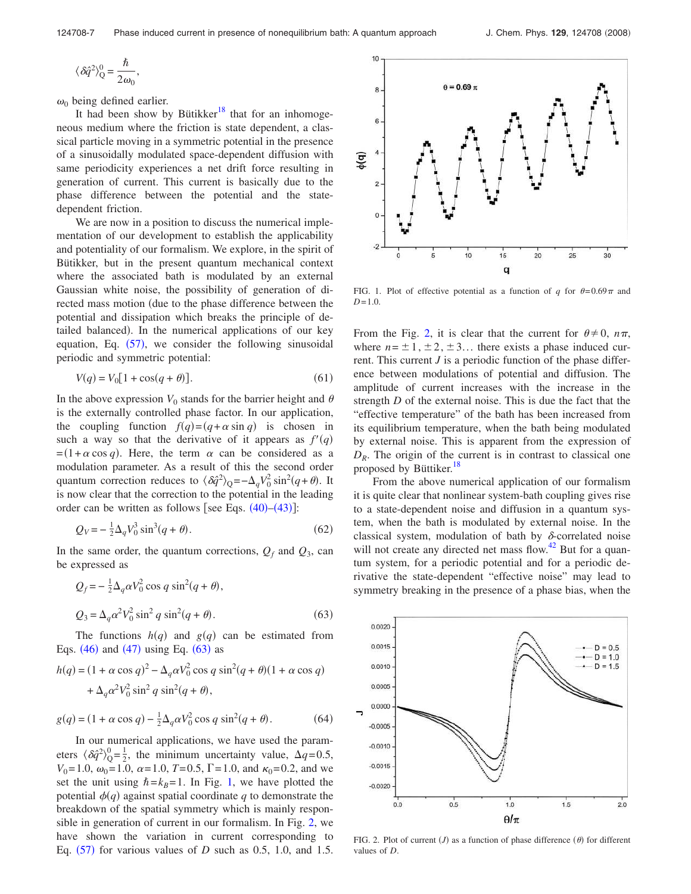$$\langle \delta \hat{q}^2 \rangle_Q^0 = \frac{\hbar}{2\omega_0},$$

$\omega_0$ being defined earlier.

It had been show by Bütikker[18] that for an inhomogeneous medium where the friction is state dependent, a classical particle moving in a symmetric potential in the presence of a sinusoidally modulated space-dependent diffusion with same periodicity experiences a net drift force resulting in generation of current. This current is basically due to the phase difference between the potential and the state-dependent friction.

We are now in a position to discuss the numerical implementation of our development to establish the applicability and potentiality of our formalism. We explore, in the spirit of Bütikker, but in the present quantum mechanical context where the associated bath is modulated by an external Gaussian white noise, the possibility of generation of directed mass motion (due to the phase difference between the potential and dissipation which breaks the principle of detailed balanced). In the numerical applications of our key equation, Eq. (57), we consider the following sinusoidal periodic and symmetric potential:

$$V(q) = V_0[1 + \cos(q + \theta)]. \tag{61}$$

In the above expression $V_0$ stands for the barrier height and $\theta$ is the externally controlled phase factor. In our application, the coupling function $f(q)=(q+\alpha \sin q)$ is chosen in such a way so that the derivative of it appears as $f'(q) = (1+\alpha \cos q)$. Here, the term $\alpha$ can be considered as a modulation parameter. As a result of this the second order quantum correction reduces to $\langle \delta \hat{q}^2 \rangle_Q = -\Delta_q V_0^2 \sin^2(q+\theta)$. It is now clear that the correction to the potential in the leading order can be written as follows [see Eqs. (40)–(43)]:

$$Q_V = -\tfrac{1}{2}\Delta_q V_0^3 \sin^3(q+\theta). \tag{62}$$

In the same order, the quantum corrections, $Q_f$ and $Q_3$, can be expressed as

$$Q_f = -\tfrac{1}{2}\Delta_q \alpha V_0^2 \cos q \sin^2(q+\theta),$$

$$Q_3 = \Delta_q \alpha^2 V_0^2 \sin^2 q \sin^2(q+\theta). \tag{63}$$

The functions $h(q)$ and $g(q)$ can be estimated from Eqs. (46) and (47) using Eq. (63) as

$$h(q) = (1+\alpha \cos q)^2 - \Delta_q \alpha V_0^2 \cos q \sin^2(q+\theta)(1+\alpha \cos q) + \Delta_q \alpha^2 V_0^2 \sin^2 q \sin^2(q+\theta),$$

$$g(q) = (1+\alpha \cos q) - \tfrac{1}{2}\Delta_q \alpha V_0^2 \cos q \sin^2(q+\theta). \tag{64}$$

In our numerical applications, we have used the parameters $\langle \delta \hat{q}^2 \rangle_Q^0 = \frac{1}{2}$, the minimum uncertainty value, $\Delta q=0.5$, $V_0=1.0$, $\omega_0=1.0$, $\alpha=1.0$, $T=0.5$, $\Gamma=1.0$, and $\kappa_0=0.2$, and we set the unit using $\hbar=k_B=1$. In Fig. 1, we have plotted the potential $\phi(q)$ against spatial coordinate $q$ to demonstrate the breakdown of the spatial symmetry which is mainly responsible in generation of current in our formalism. In Fig. 2, we have shown the variation in current corresponding to Eq. (57) for various values of $D$ such as 0.5, 1.0, and 1.5.

FIG. 1. Plot of effective potential as a function of $q$ for $\theta=0.69\pi$ and $D=1.0$.

From the Fig. 2, it is clear that the current for $\theta \neq 0$, $n\pi$, where $n=\pm 1, \pm 2, \pm 3\ldots$ there exists a phase induced current. This current $J$ is a periodic function of the phase difference between modulations of potential and diffusion. The amplitude of current increases with the increase in the strength $D$ of the external noise. This is due the fact that the "effective temperature" of the bath has been increased from its equilibrium temperature, when the bath being modulated by external noise. This is apparent from the expression of $D_R$. The origin of the current is in contrast to classical one proposed by Büttiker.[18]

From the above numerical application of our formalism it is quite clear that nonlinear system-bath coupling gives rise to a state-dependent noise and diffusion in a quantum system, when the bath is modulated by external noise. In the classical system, modulation of bath by $\delta$-correlated noise will not create any directed net mass flow.[42] But for a quantum system, for a periodic potential and for a periodic derivative the state-dependent "effective noise" may lead to symmetry breaking in the presence of a phase bias, when the

FIG. 2. Plot of current ($J$) as a function of phase difference ($\theta$) for different values of $D$.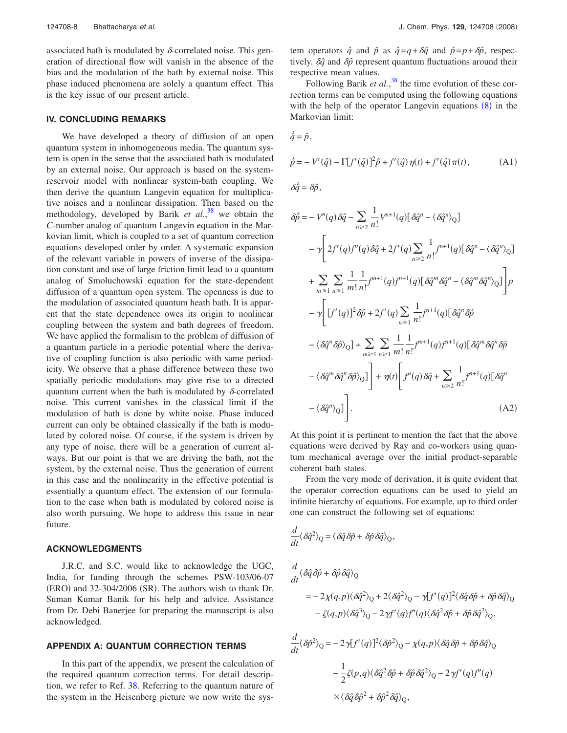associated bath is modulated by $\delta$-correlated noise. This generation of directional flow will vanish in the absence of the bias and the modulation of the bath by external noise. This phase induced phenomena are solely a quantum effect. This is the key issue of our present article.

## IV. CONCLUDING REMARKS

We have developed a theory of diffusion of an open quantum system in inhomogeneous media. The quantum system is open in the sense that the associated bath is modulated by an external noise. Our approach is based on the system-reservoir model with nonlinear system-bath coupling. We then derive the quantum Langevin equation for multiplicative noises and a nonlinear dissipation. Then based on the methodology, developed by Barik *et al.*,[38] we obtain the $C$-number analog of quantum Langevin equation in the Markovian limit, which is coupled to a set of quantum correction equations developed order by order. A systematic expansion of the relevant variable in powers of inverse of the dissipation constant and use of large friction limit lead to a quantum analog of Smoluchowski equation for the state-dependent diffusion of a quantum open system. The openness is due to the modulation of associated quantum heath bath. It is apparent that the state dependence owes its origin to nonlinear coupling between the system and bath degrees of freedom. We have applied the formalism to the problem of diffusion of a quantum particle in a periodic potential where the derivative of coupling function is also periodic with same periodicity. We observe that a phase difference between these two spatially periodic modulations may give rise to a directed quantum current when the bath is modulated by $\delta$-correlated noise. This current vanishes in the classical limit if the modulation of bath is done by white noise. Phase induced current can only be obtained classically if the bath is modulated by colored noise. Of course, if the system is driven by any type of noise, there will be a generation of current always. But our point is that we are driving the bath, not the system, by the external noise. Thus the generation of current in this case and the nonlinearity in the effective potential is essentially a quantum effect. The extension of our formulation to the case when bath is modulated by colored noise is also worth pursuing. We hope to address this issue in near future.

## ACKNOWLEDGMENTS

J.R.C. and S.C. would like to acknowledge the UGC, India, for funding through the schemes PSW-103/06-07 (ERO) and 32-304/2006 (SR). The authors wish to thank Dr. Suman Kumar Banik for his help and advice. Assistance from Dr. Debi Banerjee for preparing the manuscript is also acknowledged.

## APPENDIX A: QUANTUM CORRECTION TERMS

In this part of the appendix, we present the calculation of the required quantum correction terms. For detail description, we refer to Ref. 38. Referring to the quantum nature of the system in the Heisenberg picture we now write the system operators $\hat{q}$ and $\hat{p}$ as $\hat{q}=q+\delta\hat{q}$ and $\hat{p}=p+\delta\hat{p}$, respectively. $\delta\hat{q}$ and $\delta\hat{p}$ represent quantum fluctuations around their respective mean values.

Following Barik *et al.*,[38] the time evolution of these correction terms can be computed using the following equations with the help of the operator Langevin equations (8) in the Markovian limit:

$$\dot{\hat{q}} = \hat{p},$$

$$\dot{\hat{p}} = -V'(\hat{q}) - \Gamma[f'(\hat{q})]^2\hat{p} + f'(\hat{q})\eta(t) + f'(\hat{q})\pi(t), \tag{A1}$$

$$\delta\dot{\hat{q}} = \delta\hat{p},$$

$$\begin{aligned}\delta\dot{\hat{p}} = &-V''(q)\delta\hat{q} - \sum_{n\geq 2}\frac{1}{n!}V^{n+1}(q)[\delta\hat{q}^n - \langle\delta\hat{q}^n\rangle_Q] \\ &- \gamma\Bigg[2f'(q)f''(q)\delta\hat{q} + 2f'(q)\sum_{n\geq 2}\frac{1}{n!}f^{n+1}(q)[\delta\hat{q}^n - \langle\delta\hat{q}^n\rangle_Q] \\ &+ \sum_{m\geq 1}\sum_{n\geq 1}\frac{1}{m!}\frac{1}{n!}f^{m+1}(q)f^{n+1}(q)[\delta\hat{q}^m\delta\hat{q}^n - \langle\delta\hat{q}^m\delta\hat{q}^n\rangle_Q]\Bigg]p \\ &- \gamma\Bigg[[f'(q)]^2\delta\hat{p} + 2f'(q)\sum_{n\geq 1}\frac{1}{n!}f^{n+1}(q)[\delta\hat{q}^n\delta\hat{p} \\ &- \langle\delta\hat{q}^n\delta\hat{p}\rangle_Q] + \sum_{m\geq 1}\sum_{n\geq 1}\frac{1}{m!}\frac{1}{n!}f^{m+1}(q)f^{n+1}(q)[\delta\hat{q}^m\delta\hat{q}^n\delta\hat{p} \\ &- \langle\delta\hat{q}^m\delta\hat{q}^n\delta\hat{p}\rangle_Q]\Bigg] + \eta(t)\Bigg[f''(q)\delta\hat{q} + \sum_{n\geq 2}\frac{1}{n!}f^{n+1}(q)[\delta\hat{q}^n \\ &- \langle\delta\hat{q}^n\rangle_Q]\Bigg].\end{aligned} \tag{A2}$$

At this point it is pertinent to mention the fact that the above equations were derived by Ray and co-workers using quantum mechanical average over the initial product-separable coherent bath states.

From the very mode of derivation, it is quite evident that the operator correction equations can be used to yield an infinite hierarchy of equations. For example, up to third order one can construct the following set of equations:

$$\frac{d}{dt}\langle\delta\hat{q}^2\rangle_Q = \langle\delta\hat{q}\delta\hat{p} + \delta\hat{p}\delta\hat{q}\rangle_Q,$$

$$\begin{aligned}\frac{d}{dt}\langle\delta\hat{q}\delta\hat{p} + \delta\hat{p}\delta\hat{q}\rangle_Q &= -2\chi(q,p)\langle\delta\hat{q}^2\rangle_Q + 2\langle\delta\hat{q}^2\rangle_Q - \gamma[f'(q)]^2\langle\delta\hat{q}\delta\hat{p} + \delta\hat{p}\delta\hat{q}\rangle_Q \\ &\quad - \zeta(q,p)\langle\delta\hat{q}^3\rangle_Q - 2\gamma f'(q)f''(q)\langle\delta\hat{q}^2\delta\hat{p} + \delta\hat{p}\delta\hat{q}^2\rangle_Q,\end{aligned}$$

$$\begin{aligned}\frac{d}{dt}\langle\delta\hat{p}^2\rangle_Q &= -2\gamma[f'(q)]^2\langle\delta\hat{p}^2\rangle_Q - \chi(q,p)\langle\delta\hat{q}\delta\hat{p} + \delta\hat{p}\delta\hat{q}\rangle_Q \\ &\quad - \frac{1}{2}\zeta(p,q)\langle\delta\hat{q}^2\delta\hat{p} + \delta\hat{p}\delta\hat{q}^2\rangle_Q - 2\gamma f'(q)f''(q) \\ &\quad \times\langle\delta\hat{q}\delta\hat{p}^2 + \delta\hat{p}^2\delta\hat{q}\rangle_Q,\end{aligned}$$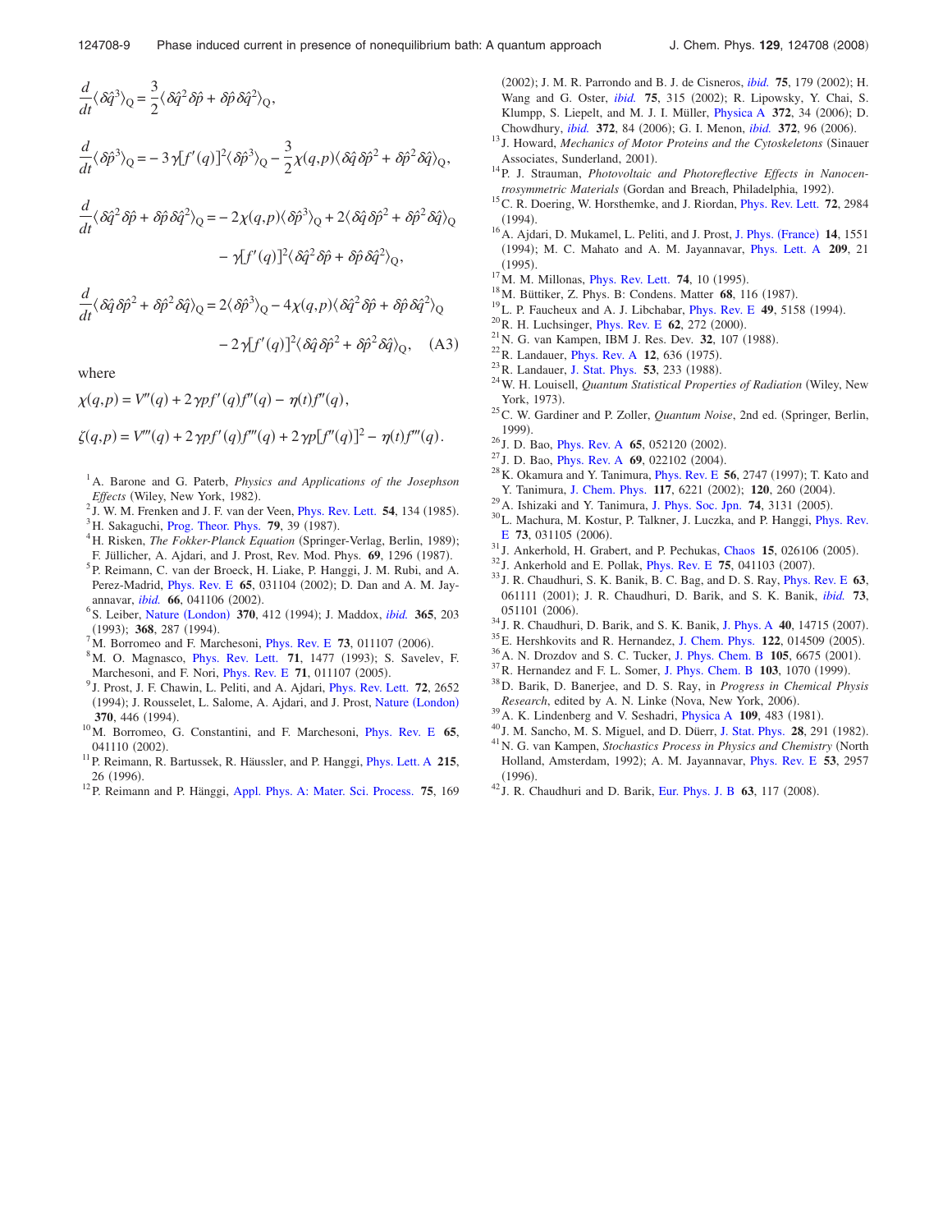$$\frac{d}{dt}\langle \delta\hat{q}^3\rangle_Q = \frac{3}{2}\langle \delta\hat{q}^2\delta\hat{p} + \delta\hat{p}\,\delta\hat{q}^2\rangle_Q,$$

$$\frac{d}{dt}\langle \delta\hat{p}^3\rangle_Q = -3\gamma[f'(q)]^2\langle \delta\hat{p}^3\rangle_Q - \frac{3}{2}\chi(q,p)\langle \delta\hat{q}\,\delta\hat{p}^2 + \delta\hat{p}^2\delta\hat{q}\rangle_Q,$$

$$\frac{d}{dt}\langle \delta\hat{q}^2\delta\hat{p} + \delta\hat{p}\,\delta\hat{q}^2\rangle_Q = -2\chi(q,p)\langle \delta\hat{p}^3\rangle_Q + 2\langle \delta\hat{q}\,\delta\hat{p}^2 + \delta\hat{p}^2\delta\hat{q}\rangle_Q - \gamma[f'(q)]^2\langle \delta\hat{q}^2\delta\hat{p} + \delta\hat{p}\,\delta\hat{q}^2\rangle_Q,$$

$$\frac{d}{dt}\langle \delta\hat{q}\,\delta\hat{p}^2 + \delta\hat{p}^2\delta\hat{q}\rangle_Q = 2\langle \delta\hat{p}^3\rangle_Q - 4\chi(q,p)\langle \delta\hat{q}^2\delta\hat{p} + \delta\hat{p}\,\delta\hat{q}^2\rangle_Q - 2\gamma[f'(q)]^2\langle \delta\hat{q}\,\delta\hat{p}^2 + \delta\hat{p}^2\delta\hat{q}\rangle_Q, \quad \text{(A3)}$$

where

$$\chi(q,p) = V''(q) + 2\gamma p f'(q) f''(q) - \eta(t) f''(q),$$

$$\zeta(q,p) = V'''(q) + 2\gamma p f'(q) f'''(q) + 2\gamma p[f''(q)]^2 - \eta(t) f'''(q).$$

[1] A. Barone and G. Paterb, *Physics and Applications of the Josephson Effects* (Wiley, New York, 1982).

[2] J. W. M. Frenken and J. F. van der Veen, Phys. Rev. Lett. **54**, 134 (1985).

[3] H. Sakaguchi, Prog. Theor. Phys. **79**, 39 (1987).

[4] H. Risken, *The Fokker-Planck Equation* (Springer-Verlag, Berlin, 1989); F. Jülicher, A. Ajdari, and J. Prost, Rev. Mod. Phys. **69**, 1296 (1987).

[5] P. Reimann, C. van der Broeck, H. Liake, P. Hanggi, J. M. Rubi, and A. Perez-Madrid, Phys. Rev. E **65**, 031104 (2002); D. Dan and A. M. Jayannavar, *ibid.* **66**, 041106 (2002).

[6] S. Leiber, Nature (London) **370**, 412 (1994); J. Maddox, *ibid.* **365**, 203 (1993); **368**, 287 (1994).

[7] M. Borromeo and F. Marchesoni, Phys. Rev. E **73**, 011107 (2006).

[8] M. O. Magnasco, Phys. Rev. Lett. **71**, 1477 (1993); S. Savelev, F. Marchesoni, and F. Nori, Phys. Rev. E **71**, 011107 (2005).

[9] J. Prost, J. F. Chawin, L. Peliti, and A. Ajdari, Phys. Rev. Lett. **72**, 2652 (1994); J. Rousselet, L. Salome, A. Ajdari, and J. Prost, Nature (London) **370**, 446 (1994).

[10] M. Borromeo, G. Constantini, and F. Marchesoni, Phys. Rev. E **65**, 041110 (2002).

[11] P. Reimann, R. Bartussek, R. Häussler, and P. Hanggi, Phys. Lett. A **215**, 26 (1996).

[12] P. Reimann and P. Hänggi, Appl. Phys. A: Mater. Sci. Process. **75**, 169 (2002); J. M. R. Parrondo and B. J. de Cisneros, *ibid.* **75**, 179 (2002); H. Wang and G. Oster, *ibid.* **75**, 315 (2002); R. Lipowsky, Y. Chai, S. Klumpp, S. Liepelt, and M. J. I. Müller, Physica A **372**, 34 (2006); D. Chowdhury, *ibid.* **372**, 84 (2006); G. I. Menon, *ibid.* **372**, 96 (2006).

[13] J. Howard, *Mechanics of Motor Proteins and the Cytoskeletons* (Sinauer Associates, Sunderland, 2001).

[14] P. J. Strauman, *Photovoltaic and Photoreflective Effects in Nanocentrosymmetric Materials* (Gordan and Breach, Philadelphia, 1992).

[15] C. R. Doering, W. Horsthemke, and J. Riordan, Phys. Rev. Lett. **72**, 2984 (1994).

[16] A. Ajdari, D. Mukamel, L. Peliti, and J. Prost, J. Phys. (France) **14**, 1551 (1994); M. C. Mahato and A. M. Jayannavar, Phys. Lett. A **209**, 21 (1995).

[17] M. M. Millonas, Phys. Rev. Lett. **74**, 10 (1995).

[18] M. Büttiker, Z. Phys. B: Condens. Matter **68**, 116 (1987).

[19] L. P. Faucheux and A. J. Libchabar, Phys. Rev. E **49**, 5158 (1994).

[20] R. H. Luchsinger, Phys. Rev. E **62**, 272 (2000).

[21] N. G. van Kampen, IBM J. Res. Dev. **32**, 107 (1988).

[22] R. Landauer, Phys. Rev. A **12**, 636 (1975).

[23] R. Landauer, J. Stat. Phys. **53**, 233 (1988).

[24] W. H. Louisell, *Quantum Statistical Properties of Radiation* (Wiley, New York, 1973).

[25] C. W. Gardiner and P. Zoller, *Quantum Noise*, 2nd ed. (Springer, Berlin, 1999).

[26] J. D. Bao, Phys. Rev. A **65**, 052120 (2002).

[27] J. D. Bao, Phys. Rev. A **69**, 022102 (2004).

[28] K. Okamura and Y. Tanimura, Phys. Rev. E **56**, 2747 (1997); T. Kato and Y. Tanimura, J. Chem. Phys. **117**, 6221 (2002); **120**, 260 (2004).

[29] A. Ishizaki and Y. Tanimura, J. Phys. Soc. Jpn. **74**, 3131 (2005).

[30] L. Machura, M. Kostur, P. Talkner, J. Luczka, and P. Hanggi, Phys. Rev. E **73**, 031105 (2006).

[31] J. Ankerhold, H. Grabert, and P. Pechukas, Chaos **15**, 026106 (2005).

[32] J. Ankerhold and E. Pollak, Phys. Rev. E **75**, 041103 (2007).

[33] J. R. Chaudhuri, S. K. Banik, B. C. Bag, and D. S. Ray, Phys. Rev. E **63**, 061111 (2001); J. R. Chaudhuri, D. Barik, and S. K. Banik, *ibid.* **73**, 051101 (2006).

[34] J. R. Chaudhuri, D. Barik, and S. K. Banik, J. Phys. A **40**, 14715 (2007).

[35] E. Hershkovits and R. Hernandez, J. Chem. Phys. **122**, 014509 (2005).

[36] A. N. Drozdov and S. C. Tucker, J. Phys. Chem. B **105**, 6675 (2001).

[37] R. Hernandez and F. L. Somer, J. Phys. Chem. B **103**, 1070 (1999).

[38] D. Barik, D. Banerjee, and D. S. Ray, in *Progress in Chemical Physis Research*, edited by A. N. Linke (Nova, New York, 2006).

[39] A. K. Lindenberg and V. Seshadri, Physica A **109**, 483 (1981).

[40] J. M. Sancho, M. S. Miguel, and D. Düerr, J. Stat. Phys. **28**, 291 (1982).

[41] N. G. van Kampen, *Stochastics Process in Physics and Chemistry* (North Holland, Amsterdam, 1992); A. M. Jayannavar, Phys. Rev. E **53**, 2957 (1996).

[42] J. R. Chaudhuri and D. Barik, Eur. Phys. J. B **63**, 117 (2008).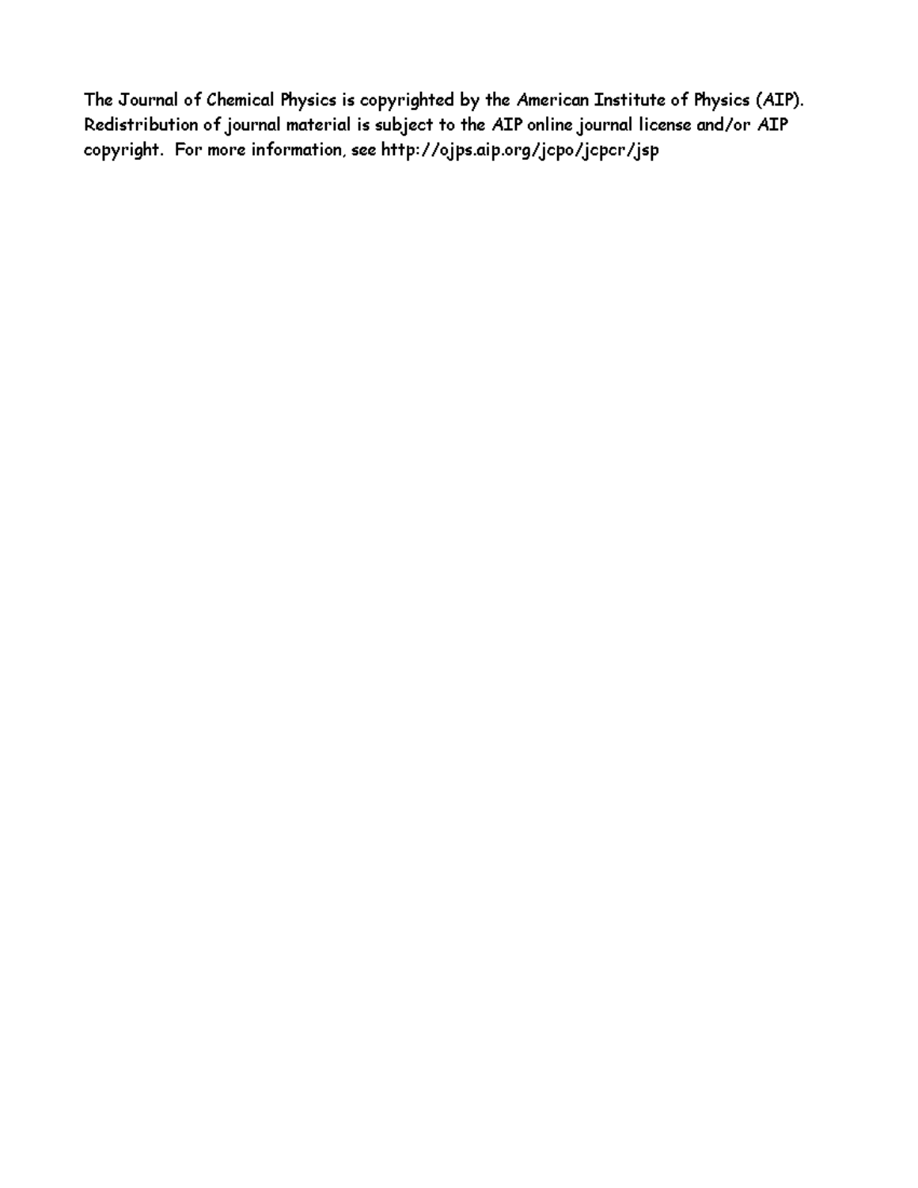The Journal of Chemical Physics is copyrighted by the American Institute of Physics (AIP). Redistribution of journal material is subject to the AIP online journal license and/or AIP copyright. For more information, see http://ojps.aip.org/jcpo/jcpcr/jsp